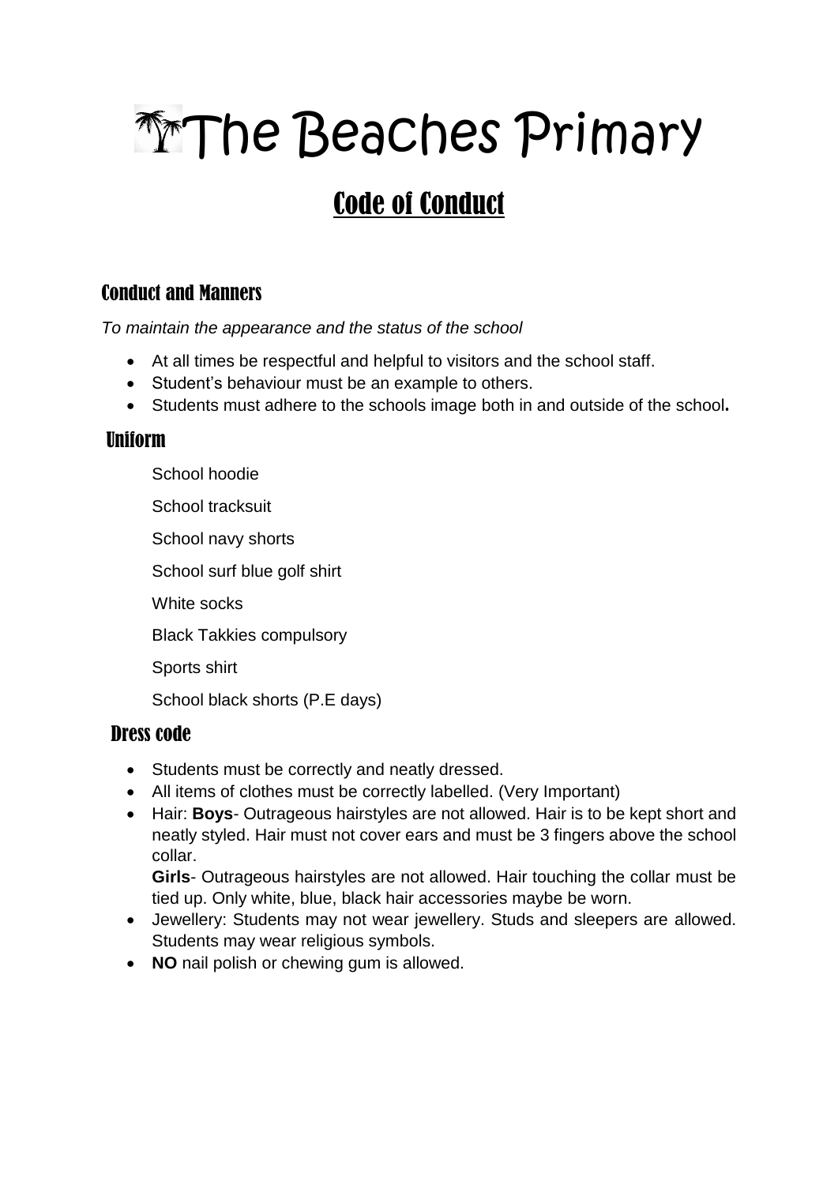# The Beaches Primary

## Code of Conduct

### Conduct and Manners

*To maintain the appearance and the status of the school*

- At all times be respectful and helpful to visitors and the school staff.
- Student's behaviour must be an example to others.
- Students must adhere to the schools image both in and outside of the school**.**

### Uniform

School hoodie

School tracksuit

School navy shorts

School surf blue golf shirt

White socks

Black Takkies compulsory

Sports shirt

School black shorts (P.E days)

### Dress code

- Students must be correctly and neatly dressed.
- All items of clothes must be correctly labelled. (Very Important)
- Hair: **Boys**- Outrageous hairstyles are not allowed. Hair is to be kept short and neatly styled. Hair must not cover ears and must be 3 fingers above the school collar.

  **Girls**- Outrageous hairstyles are not allowed. Hair touching the collar must be tied up. Only white, blue, black hair accessories maybe be worn.
- Jewellery: Students may not wear jewellery. Studs and sleepers are allowed. Students may wear religious symbols.
- **NO** nail polish or chewing gum is allowed.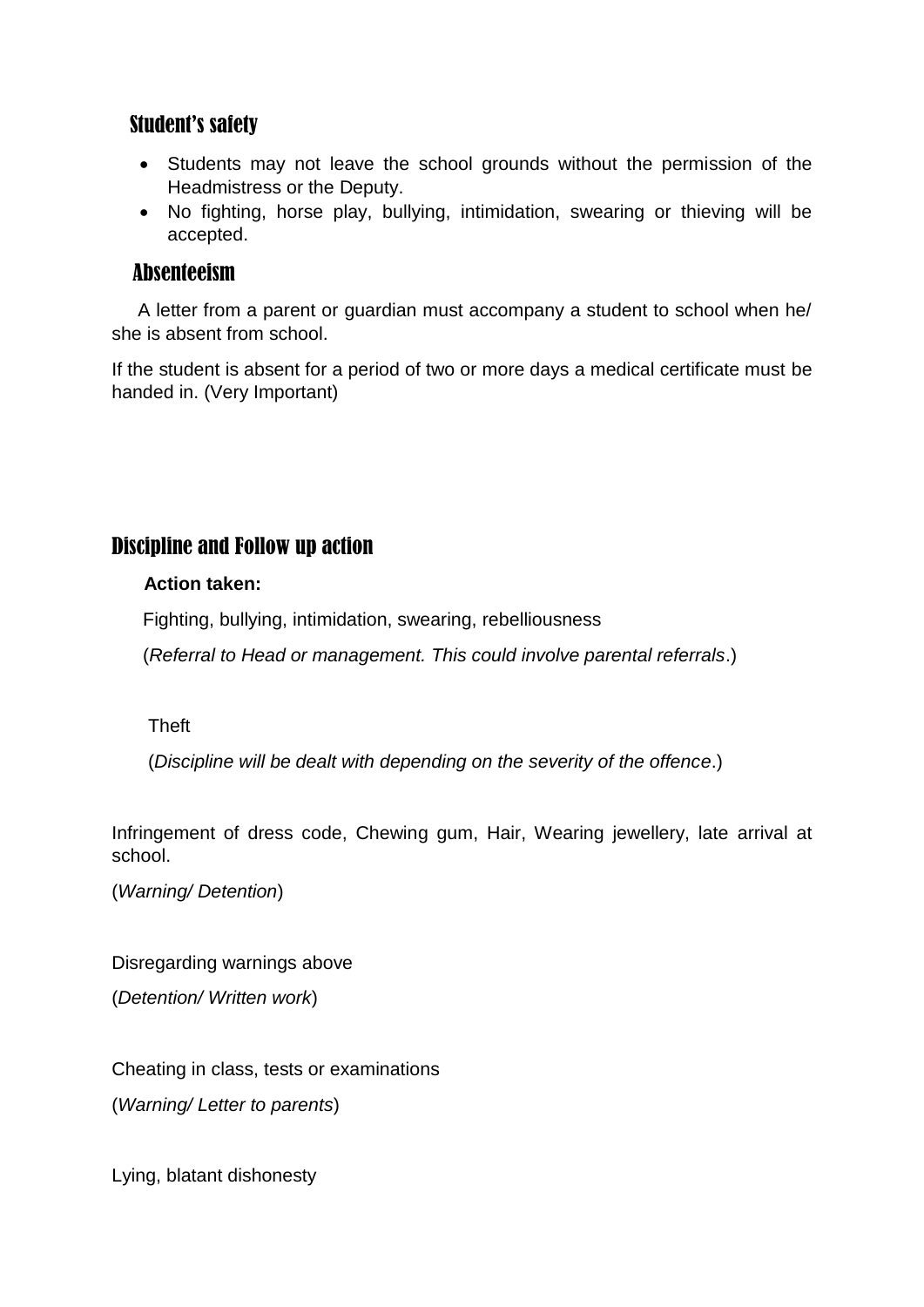## Student's safety

- Students may not leave the school grounds without the permission of the Headmistress or the Deputy.
- No fighting, horse play, bullying, intimidation, swearing or thieving will be accepted.

## Absenteeism

A letter from a parent or guardian must accompany a student to school when he/ she is absent from school.

If the student is absent for a period of two or more days a medical certificate must be handed in. (Very Important)

## Discipline and Follow up action

**Action taken:**

Fighting, bullying, intimidation, swearing, rebelliousness

(*Referral to Head or management. This could involve parental referrals*.)

Theft

(*Discipline will be dealt with depending on the severity of the offence*.)

Infringement of dress code, Chewing gum, Hair, Wearing jewellery, late arrival at school.

(*Warning/ Detention*)

Disregarding warnings above

(*Detention/ Written work*)

Cheating in class, tests or examinations

(*Warning/ Letter to parents*)

Lying, blatant dishonesty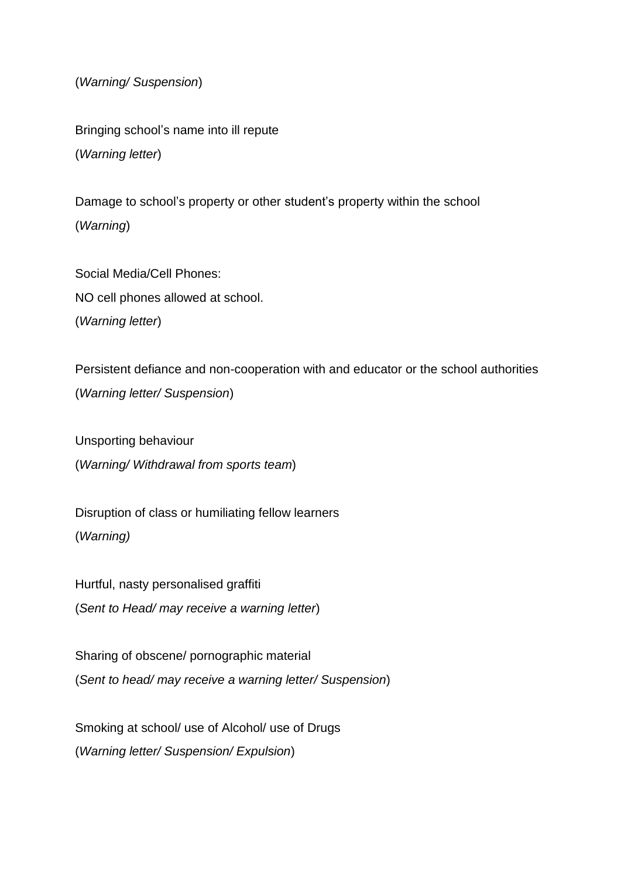(*Warning/ Suspension*)

Bringing school's name into ill repute
(*Warning letter*)

Damage to school's property or other student's property within the school
(*Warning*)

Social Media/Cell Phones:
NO cell phones allowed at school.
(*Warning letter*)

Persistent defiance and non-cooperation with and educator or the school authorities
(*Warning letter/ Suspension*)

Unsporting behaviour
(*Warning/ Withdrawal from sports team*)

Disruption of class or humiliating fellow learners
(*Warning)*

Hurtful, nasty personalised graffiti
(*Sent to Head/ may receive a warning letter*)

Sharing of obscene/ pornographic material
(*Sent to head/ may receive a warning letter/ Suspension*)

Smoking at school/ use of Alcohol/ use of Drugs
(*Warning letter/ Suspension/ Expulsion*)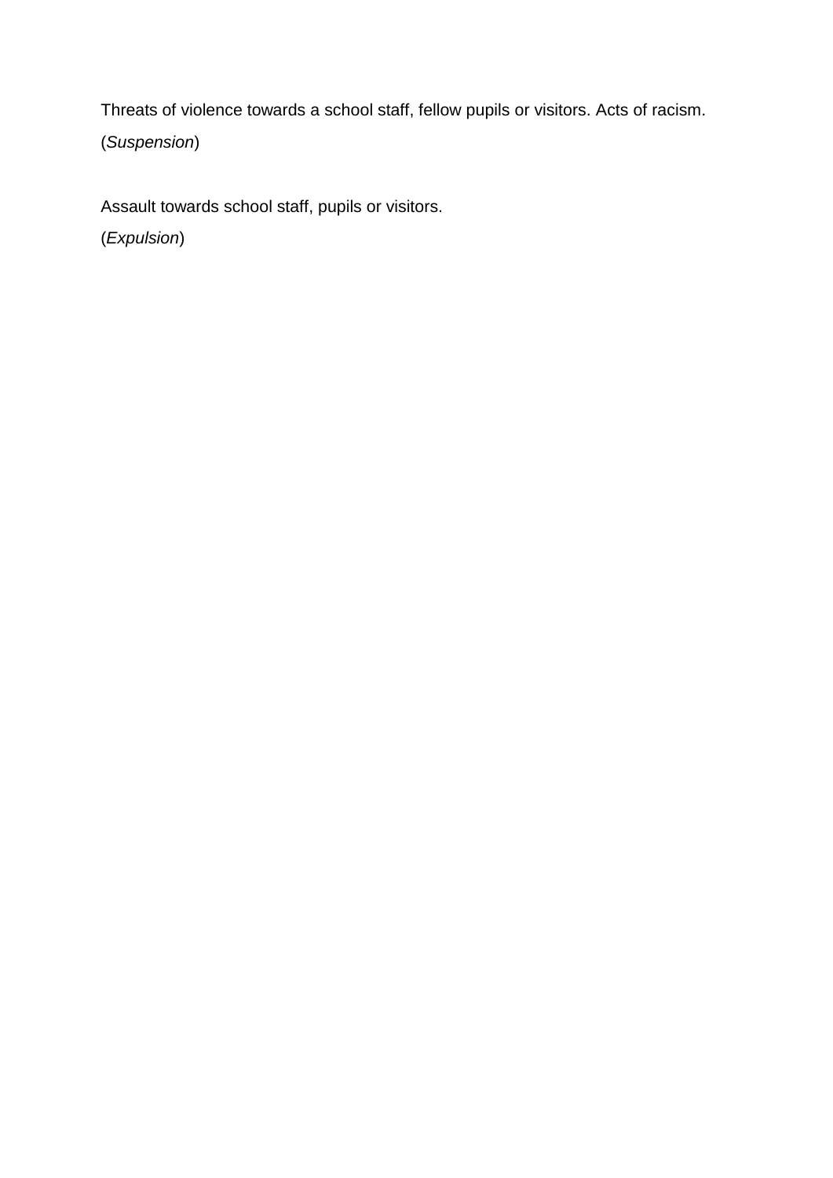Threats of violence towards a school staff, fellow pupils or visitors. Acts of racism.

(*Suspension*)

Assault towards school staff, pupils or visitors.

(*Expulsion*)